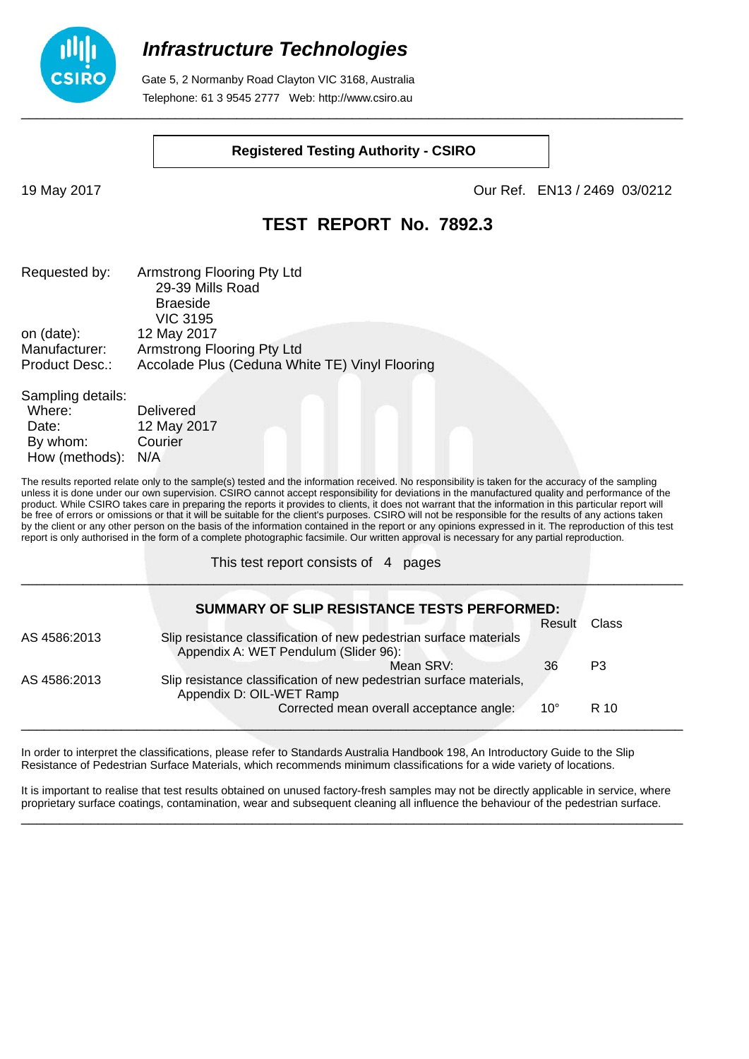# *Infrastructure Technologies*

Gate 5, 2 Normanby Road Clayton VIC 3168, Australia
Telephone: 61 3 9545 2777 Web: http://www.csiro.au

**Registered Testing Authority - CSIRO**

19 May 2017 Our Ref. EN13 / 2469 03/0212

## TEST REPORT No. 7892.3

| | |
|---|---|
| Requested by: | Armstrong Flooring Pty Ltd<br>29-39 Mills Road<br>Braeside<br>VIC 3195 |
| on (date): | 12 May 2017 |
| Manufacturer: | Armstrong Flooring Pty Ltd |
| Product Desc.: | Accolade Plus (Ceduna White TE) Vinyl Flooring |

Sampling details:

| | |
|---|---|
| Where: | Delivered |
| Date: | 12 May 2017 |
| By whom: | Courier |
| How (methods): | N/A |

The results reported relate only to the sample(s) tested and the information received. No responsibility is taken for the accuracy of the sampling unless it is done under our own supervision. CSIRO cannot accept responsibility for deviations in the manufactured quality and performance of the product. While CSIRO takes care in preparing the reports it provides to clients, it does not warrant that the information in this particular report will be free of errors or omissions or that it will be suitable for the client's purposes. CSIRO will not be responsible for the results of any actions taken by the client or any other person on the basis of the information contained in the report or any opinions expressed in it. The reproduction of this test report is only authorised in the form of a complete photographic facsimile. Our written approval is necessary for any partial reproduction.

This test report consists of 4 pages

### SUMMARY OF SLIP RESISTANCE TESTS PERFORMED:

| Standard | Test | Result | Class |
|---|---|---|---|
| AS 4586:2013 | Slip resistance classification of new pedestrian surface materials<br>Appendix A: WET Pendulum (Slider 96):<br>Mean SRV: | 36 | P3 |
| AS 4586:2013 | Slip resistance classification of new pedestrian surface materials,<br>Appendix D: OIL-WET Ramp<br>Corrected mean overall acceptance angle: | 10° | R 10 |

In order to interpret the classifications, please refer to Standards Australia Handbook 198, An Introductory Guide to the Slip Resistance of Pedestrian Surface Materials, which recommends minimum classifications for a wide variety of locations.

It is important to realise that test results obtained on unused factory-fresh samples may not be directly applicable in service, where proprietary surface coatings, contamination, wear and subsequent cleaning all influence the behaviour of the pedestrian surface.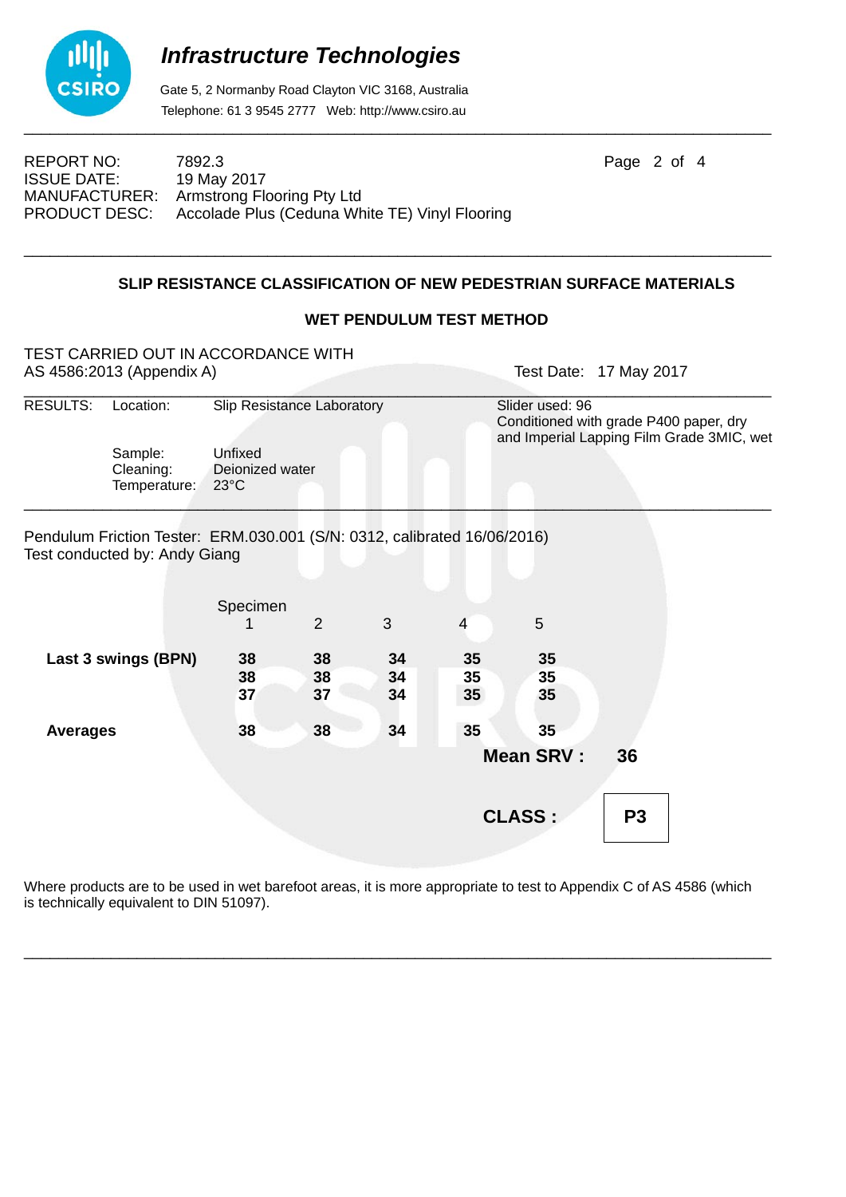# Infrastructure Technologies

Gate 5, 2 Normanby Road Clayton VIC 3168, Australia
Telephone: 61 3 9545 2777 Web: http://www.csiro.au

REPORT NO: 7892.3
ISSUE DATE: 19 May 2017
MANUFACTURER: Armstrong Flooring Pty Ltd
PRODUCT DESC: Accolade Plus (Ceduna White TE) Vinyl Flooring

## SLIP RESISTANCE CLASSIFICATION OF NEW PEDESTRIAN SURFACE MATERIALS

### WET PENDULUM TEST METHOD

TEST CARRIED OUT IN ACCORDANCE WITH
AS 4586:2013 (Appendix A)

Test Date: 17 May 2017

RESULTS:
- Location: Slip Resistance Laboratory
- Sample: Unfixed
- Cleaning: Deionized water
- Temperature: 23°C

Slider used: 96
Conditioned with grade P400 paper, dry and Imperial Lapping Film Grade 3MIC, wet

Pendulum Friction Tester: ERM.030.001 (S/N: 0312, calibrated 16/06/2016)
Test conducted by: Andy Giang

| Specimen | 1 | 2 | 3 | 4 | 5 |
|---|---|---|---|---|---|
| **Last 3 swings (BPN)** | **38** | **38** | **34** | **35** | **35** |
| | **38** | **38** | **34** | **35** | **35** |
| | **37** | **37** | **34** | **35** | **35** |
| **Averages** | **38** | **38** | **34** | **35** | **35** |

**Mean SRV : 36**

**CLASS : P3**

Where products are to be used in wet barefoot areas, it is more appropriate to test to Appendix C of AS 4586 (which is technically equivalent to DIN 51097).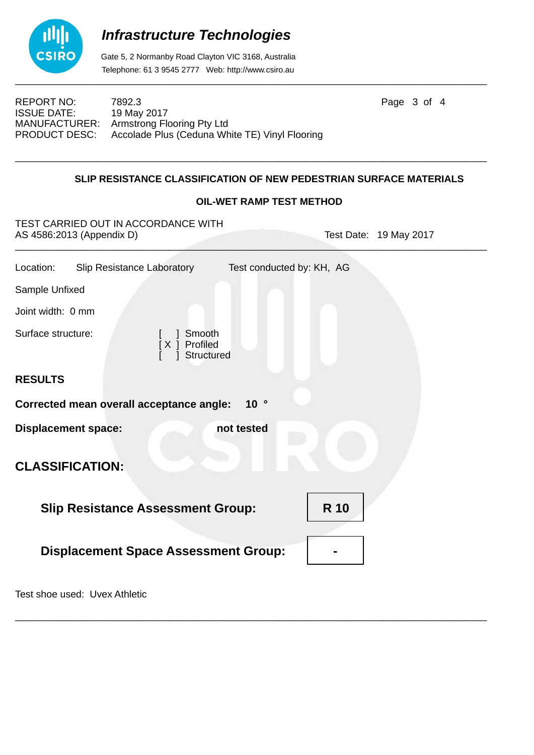# *Infrastructure Technologies*

Gate 5, 2 Normanby Road Clayton VIC 3168, Australia
Telephone: 61 3 9545 2777 Web: http://www.csiro.au

REPORT NO: 7892.3
ISSUE DATE: 19 May 2017
MANUFACTURER: Armstrong Flooring Pty Ltd
PRODUCT DESC: Accolade Plus (Ceduna White TE) Vinyl Flooring

## SLIP RESISTANCE CLASSIFICATION OF NEW PEDESTRIAN SURFACE MATERIALS

### OIL-WET RAMP TEST METHOD

TEST CARRIED OUT IN ACCORDANCE WITH
AS 4586:2013 (Appendix D) Test Date: 19 May 2017

Location: Slip Resistance Laboratory Test conducted by: KH, AG

Sample Unfixed

Joint width: 0 mm

Surface structure:

[ ] Smooth
[ X ] Profiled
[ ] Structured

**RESULTS**

**Corrected mean overall acceptance angle: 10 °**

**Displacement space: not tested**

## CLASSIFICATION:

| | |
|---|---|
| **Slip Resistance Assessment Group:** | **R 10** |
| **Displacement Space Assessment Group:** | **-** |

Test shoe used: Uvex Athletic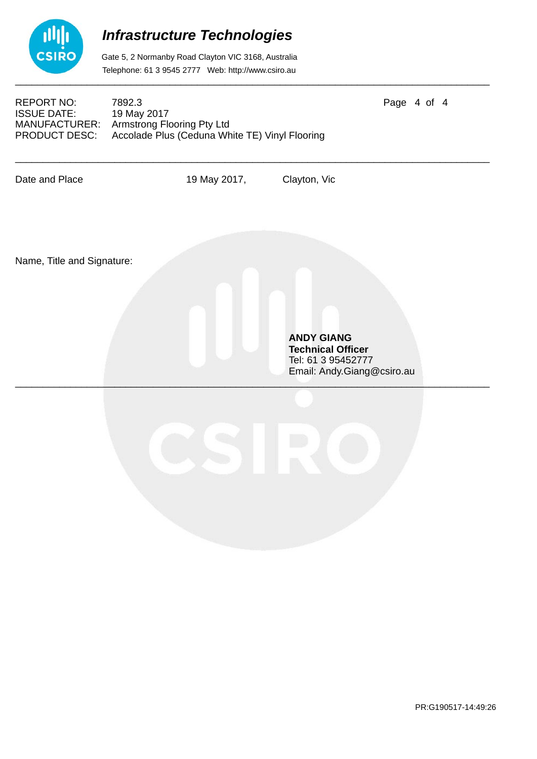# *Infrastructure Technologies*

Gate 5, 2 Normanby Road Clayton VIC 3168, Australia
Telephone: 61 3 9545 2777 Web: http://www.csiro.au

| | |
|---|---|
| REPORT NO: | 7892.3 |
| ISSUE DATE: | 19 May 2017 |
| MANUFACTURER: | Armstrong Flooring Pty Ltd |
| PRODUCT DESC: | Accolade Plus (Ceduna White TE) Vinyl Flooring |

Date and Place 19 May 2017, Clayton, Vic

Name, Title and Signature:

**ANDY GIANG**
**Technical Officer**
Tel: 61 3 95452777
Email: Andy.Giang@csiro.au

PR:G190517-14:49:26